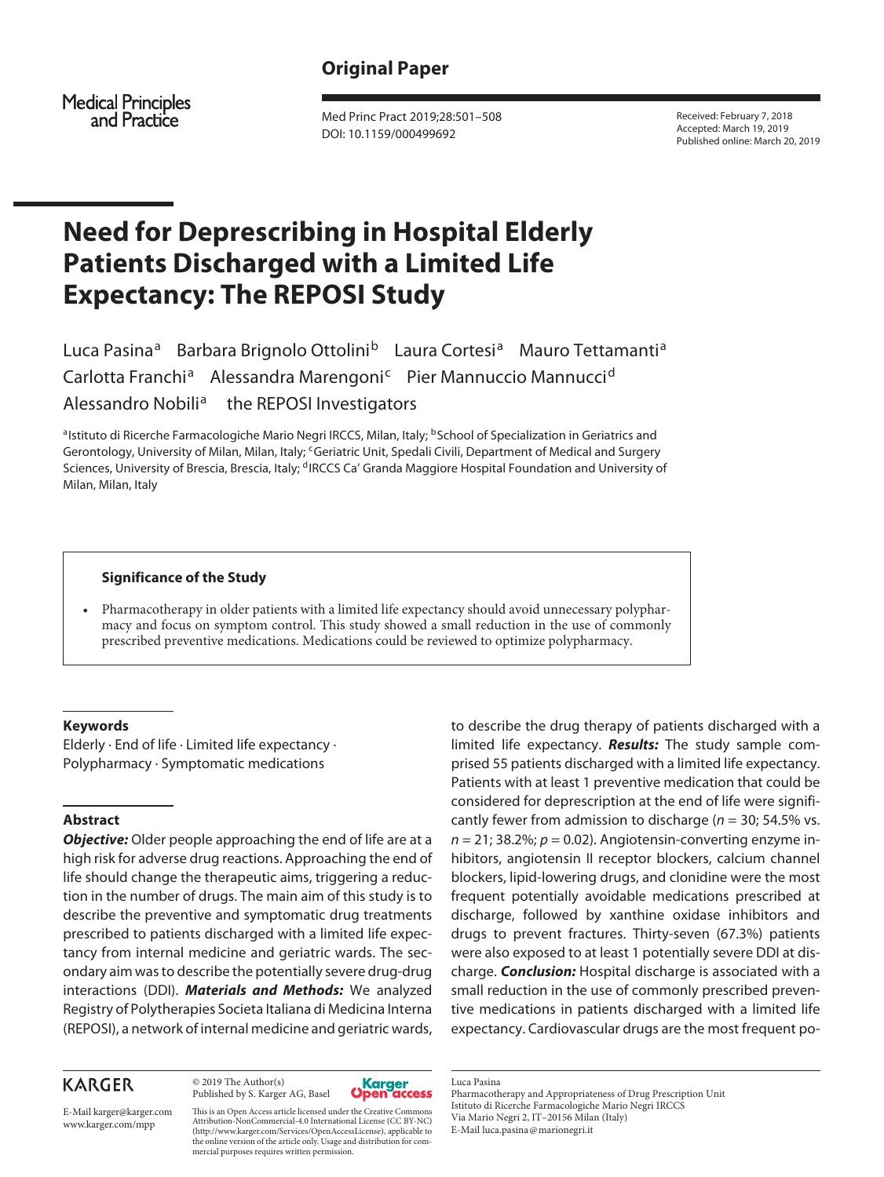Original Paper

Received: February 7, 2018
Accepted: March 19, 2019
Published online: March 20, 2019

# Need for Deprescribing in Hospital Elderly Patients Discharged with a Limited Life Expectancy: The REPOSI Study

Luca Pasina[a] Barbara Brignolo Ottolini[b] Laura Cortesi[a] Mauro Tettamanti[a] Carlotta Franchi[a] Alessandra Marengoni[c] Pier Mannuccio Mannucci[d] Alessandro Nobili[a] the REPOSI Investigators

[a]Istituto di Ricerche Farmacologiche Mario Negri IRCCS, Milan, Italy; [b]School of Specialization in Geriatrics and Gerontology, University of Milan, Milan, Italy; [c]Geriatric Unit, Spedali Civili, Department of Medical and Surgery Sciences, University of Brescia, Brescia, Italy; [d]IRCCS Ca' Granda Maggiore Hospital Foundation and University of Milan, Milan, Italy

**Significance of the Study**

- Pharmacotherapy in older patients with a limited life expectancy should avoid unnecessary polypharmacy and focus on symptom control. This study showed a small reduction in the use of commonly prescribed preventive medications. Medications could be reviewed to optimize polypharmacy.

### Keywords

Elderly · End of life · Limited life expectancy · Polypharmacy · Symptomatic medications

### Abstract

***Objective:*** Older people approaching the end of life are at a high risk for adverse drug reactions. Approaching the end of life should change the therapeutic aims, triggering a reduction in the number of drugs. The main aim of this study is to describe the preventive and symptomatic drug treatments prescribed to patients discharged with a limited life expectancy from internal medicine and geriatric wards. The secondary aim was to describe the potentially severe drug-drug interactions (DDI). ***Materials and Methods:*** We analyzed Registry of Polytherapies Societa Italiana di Medicina Interna (REPOSI), a network of internal medicine and geriatric wards, to describe the drug therapy of patients discharged with a limited life expectancy. ***Results:*** The study sample comprised 55 patients discharged with a limited life expectancy. Patients with at least 1 preventive medication that could be considered for deprescription at the end of life were significantly fewer from admission to discharge ($n = 30$; 54.5% vs. $n = 21$; 38.2%; $p = 0.02$). Angiotensin-converting enzyme inhibitors, angiotensin II receptor blockers, calcium channel blockers, lipid-lowering drugs, and clonidine were the most frequent potentially avoidable medications prescribed at discharge, followed by xanthine oxidase inhibitors and drugs to prevent fractures. Thirty-seven (67.3%) patients were also exposed to at least 1 potentially severe DDI at discharge. ***Conclusion:*** Hospital discharge is associated with a small reduction in the use of commonly prescribed preventive medications in patients discharged with a limited life expectancy. Cardiovascular drugs are the most frequent po-

KARGER

E-Mail karger@karger.com
www.karger.com/mpp

© 2019 The Author(s)
Published by S. Karger AG, Basel

This is an Open Access article licensed under the Creative Commons Attribution-NonCommercial-4.0 International License (CC BY-NC) (http://www.karger.com/Services/OpenAccessLicense), applicable to the online version of the article only. Usage and distribution for commercial purposes requires written permission.

Luca Pasina
Pharmacotherapy and Appropriateness of Drug Prescription Unit
Istituto di Ricerche Farmacologiche Mario Negri IRCCS
Via Mario Negri 2, IT–20156 Milan (Italy)
E-Mail luca.pasina@marionegri.it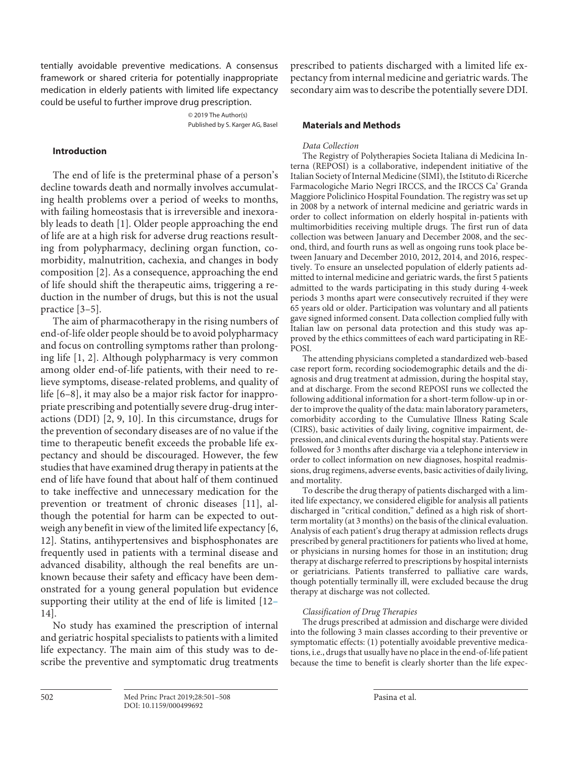tentially avoidable preventive medications. A consensus framework or shared criteria for potentially inappropriate medication in elderly patients with limited life expectancy could be useful to further improve drug prescription.

© 2019 The Author(s)
Published by S. Karger AG, Basel

## Introduction

The end of life is the preterminal phase of a person's decline towards death and normally involves accumulating health problems over a period of weeks to months, with failing homeostasis that is irreversible and inexorably leads to death [1]. Older people approaching the end of life are at a high risk for adverse drug reactions resulting from polypharmacy, declining organ function, comorbidity, malnutrition, cachexia, and changes in body composition [2]. As a consequence, approaching the end of life should shift the therapeutic aims, triggering a reduction in the number of drugs, but this is not the usual practice [3–5].

The aim of pharmacotherapy in the rising numbers of end-of-life older people should be to avoid polypharmacy and focus on controlling symptoms rather than prolonging life [1, 2]. Although polypharmacy is very common among older end-of-life patients, with their need to relieve symptoms, disease-related problems, and quality of life [6–8], it may also be a major risk factor for inappropriate prescribing and potentially severe drug-drug interactions (DDI) [2, 9, 10]. In this circumstance, drugs for the prevention of secondary diseases are of no value if the time to therapeutic benefit exceeds the probable life expectancy and should be discouraged. However, the few studies that have examined drug therapy in patients at the end of life have found that about half of them continued to take ineffective and unnecessary medication for the prevention or treatment of chronic diseases [11], although the potential for harm can be expected to outweigh any benefit in view of the limited life expectancy [6, 12]. Statins, antihypertensives and bisphosphonates are frequently used in patients with a terminal disease and advanced disability, although the real benefits are unknown because their safety and efficacy have been demonstrated for a young general population but evidence supporting their utility at the end of life is limited [12–14].

No study has examined the prescription of internal and geriatric hospital specialists to patients with a limited life expectancy. The main aim of this study was to describe the preventive and symptomatic drug treatments prescribed to patients discharged with a limited life expectancy from internal medicine and geriatric wards. The secondary aim was to describe the potentially severe DDI.

## Materials and Methods

### *Data Collection*

The Registry of Polytherapies Societa Italiana di Medicina Interna (REPOSI) is a collaborative, independent initiative of the Italian Society of Internal Medicine (SIMI), the Istituto di Ricerche Farmacologiche Mario Negri IRCCS, and the IRCCS Ca' Granda Maggiore Policlinico Hospital Foundation. The registry was set up in 2008 by a network of internal medicine and geriatric wards in order to collect information on elderly hospital in-patients with multimorbidities receiving multiple drugs. The first run of data collection was between January and December 2008, and the second, third, and fourth runs as well as ongoing runs took place between January and December 2010, 2012, 2014, and 2016, respectively. To ensure an unselected population of elderly patients admitted to internal medicine and geriatric wards, the first 5 patients admitted to the wards participating in this study during 4-week periods 3 months apart were consecutively recruited if they were 65 years old or older. Participation was voluntary and all patients gave signed informed consent. Data collection complied fully with Italian law on personal data protection and this study was approved by the ethics committees of each ward participating in REPOSI.

The attending physicians completed a standardized web-based case report form, recording sociodemographic details and the diagnosis and drug treatment at admission, during the hospital stay, and at discharge. From the second REPOSI runs we collected the following additional information for a short-term follow-up in order to improve the quality of the data: main laboratory parameters, comorbidity according to the Cumulative Illness Rating Scale (CIRS), basic activities of daily living, cognitive impairment, depression, and clinical events during the hospital stay. Patients were followed for 3 months after discharge via a telephone interview in order to collect information on new diagnoses, hospital readmissions, drug regimens, adverse events, basic activities of daily living, and mortality.

To describe the drug therapy of patients discharged with a limited life expectancy, we considered eligible for analysis all patients discharged in "critical condition," defined as a high risk of short-term mortality (at 3 months) on the basis of the clinical evaluation. Analysis of each patient's drug therapy at admission reflects drugs prescribed by general practitioners for patients who lived at home, or physicians in nursing homes for those in an institution; drug therapy at discharge referred to prescriptions by hospital internists or geriatricians. Patients transferred to palliative care wards, though potentially terminally ill, were excluded because the drug therapy at discharge was not collected.

### *Classification of Drug Therapies*

The drugs prescribed at admission and discharge were divided into the following 3 main classes according to their preventive or symptomatic effects: (1) potentially avoidable preventive medications, i.e., drugs that usually have no place in the end-of-life patient because the time to benefit is clearly shorter than the life expec-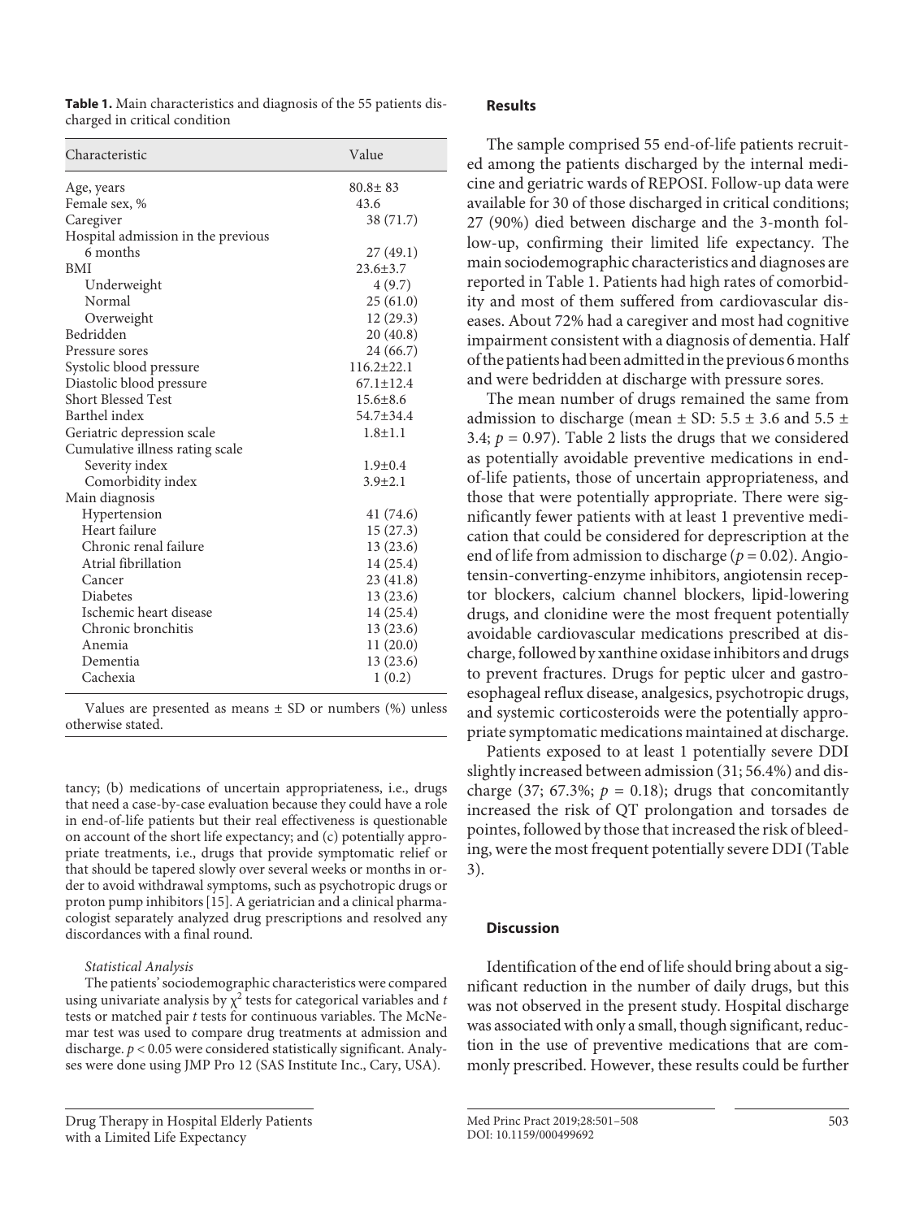**Table 1.** Main characteristics and diagnosis of the 55 patients discharged in critical condition

| Characteristic | Value |
|---|---|
| Age, years | 80.8± 83 |
| Female sex, % | 43.6 |
| Caregiver | 38 (71.7) |
| Hospital admission in the previous 6 months | 27 (49.1) |
| BMI | 23.6±3.7 |
| Underweight | 4 (9.7) |
| Normal | 25 (61.0) |
| Overweight | 12 (29.3) |
| Bedridden | 20 (40.8) |
| Pressure sores | 24 (66.7) |
| Systolic blood pressure | 116.2±22.1 |
| Diastolic blood pressure | 67.1±12.4 |
| Short Blessed Test | 15.6±8.6 |
| Barthel index | 54.7±34.4 |
| Geriatric depression scale | 1.8±1.1 |
| Cumulative illness rating scale | |
| Severity index | 1.9±0.4 |
| Comorbidity index | 3.9±2.1 |
| Main diagnosis | |
| Hypertension | 41 (74.6) |
| Heart failure | 15 (27.3) |
| Chronic renal failure | 13 (23.6) |
| Atrial fibrillation | 14 (25.4) |
| Cancer | 23 (41.8) |
| Diabetes | 13 (23.6) |
| Ischemic heart disease | 14 (25.4) |
| Chronic bronchitis | 13 (23.6) |
| Anemia | 11 (20.0) |
| Dementia | 13 (23.6) |
| Cachexia | 1 (0.2) |

Values are presented as means ± SD or numbers (%) unless otherwise stated.

tancy; (b) medications of uncertain appropriateness, i.e., drugs that need a case-by-case evaluation because they could have a role in end-of-life patients but their real effectiveness is questionable on account of the short life expectancy; and (c) potentially appropriate treatments, i.e., drugs that provide symptomatic relief or that should be tapered slowly over several weeks or months in order to avoid withdrawal symptoms, such as psychotropic drugs or proton pump inhibitors [15]. A geriatrician and a clinical pharmacologist separately analyzed drug prescriptions and resolved any discordances with a final round.

*Statistical Analysis*

The patients' sociodemographic characteristics were compared using univariate analysis by $\chi^2$ tests for categorical variables and *t* tests or matched pair *t* tests for continuous variables. The McNemar test was used to compare drug treatments at admission and discharge. $p < 0.05$ were considered statistically significant. Analyses were done using JMP Pro 12 (SAS Institute Inc., Cary, USA).

## Results

The sample comprised 55 end-of-life patients recruited among the patients discharged by the internal medicine and geriatric wards of REPOSI. Follow-up data were available for 30 of those discharged in critical conditions; 27 (90%) died between discharge and the 3-month follow-up, confirming their limited life expectancy. The main sociodemographic characteristics and diagnoses are reported in Table 1. Patients had high rates of comorbidity and most of them suffered from cardiovascular diseases. About 72% had a caregiver and most had cognitive impairment consistent with a diagnosis of dementia. Half of the patients had been admitted in the previous 6 months and were bedridden at discharge with pressure sores.

The mean number of drugs remained the same from admission to discharge (mean ± SD: 5.5 ± 3.6 and 5.5 ± 3.4; $p = 0.97$). Table 2 lists the drugs that we considered as potentially avoidable preventive medications in end-of-life patients, those of uncertain appropriateness, and those that were potentially appropriate. There were significantly fewer patients with at least 1 preventive medication that could be considered for deprescription at the end of life from admission to discharge ($p = 0.02$). Angiotensin-converting-enzyme inhibitors, angiotensin receptor blockers, calcium channel blockers, lipid-lowering drugs, and clonidine were the most frequent potentially avoidable cardiovascular medications prescribed at discharge, followed by xanthine oxidase inhibitors and drugs to prevent fractures. Drugs for peptic ulcer and gastroesophageal reflux disease, analgesics, psychotropic drugs, and systemic corticosteroids were the potentially appropriate symptomatic medications maintained at discharge.

Patients exposed to at least 1 potentially severe DDI slightly increased between admission (31; 56.4%) and discharge (37; 67.3%; $p = 0.18$); drugs that concomitantly increased the risk of QT prolongation and torsades de pointes, followed by those that increased the risk of bleeding, were the most frequent potentially severe DDI (Table 3).

## Discussion

Identification of the end of life should bring about a significant reduction in the number of daily drugs, but this was not observed in the present study. Hospital discharge was associated with only a small, though significant, reduction in the use of preventive medications that are commonly prescribed. However, these results could be further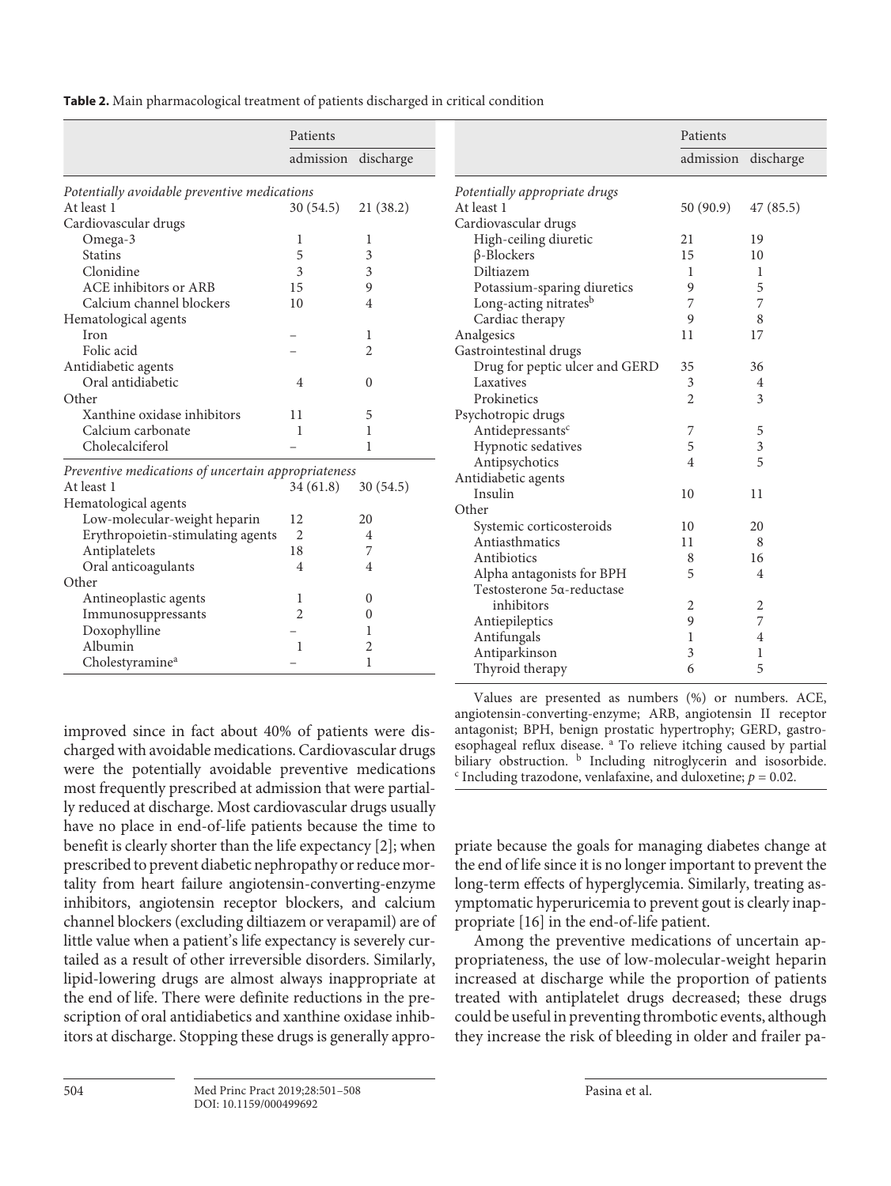**Table 2.** Main pharmacological treatment of patients discharged in critical condition

| | Patients | |
|---|---|---|
| | admission | discharge |
| *Potentially avoidable preventive medications* | | |
| At least 1 | 30 (54.5) | 21 (38.2) |
| Cardiovascular drugs | | |
| Omega-3 | 1 | 1 |
| Statins | 5 | 3 |
| Clonidine | 3 | 3 |
| ACE inhibitors or ARB | 15 | 9 |
| Calcium channel blockers | 10 | 4 |
| Hematological agents | | |
| Iron | – | 1 |
| Folic acid | – | 2 |
| Antidiabetic agents | | |
| Oral antidiabetic | 4 | 0 |
| Other | | |
| Xanthine oxidase inhibitors | 11 | 5 |
| Calcium carbonate | 1 | 1 |
| Cholecalciferol | – | 1 |
| *Preventive medications of uncertain appropriateness* | | |
| At least 1 | 34 (61.8) | 30 (54.5) |
| Hematological agents | | |
| Low-molecular-weight heparin | 12 | 20 |
| Erythropoietin-stimulating agents | 2 | 4 |
| Antiplatelets | 18 | 7 |
| Oral anticoagulants | 4 | 4 |
| Other | | |
| Antineoplastic agents | 1 | 0 |
| Immunosuppressants | 2 | 0 |
| Doxophylline | – | 1 |
| Albumin | 1 | 2 |
| Cholestyramine[a] | – | 1 |
| *Potentially appropriate drugs* | | |
| At least 1 | 50 (90.9) | 47 (85.5) |
| Cardiovascular drugs | | |
| High-ceiling diuretic | 21 | 19 |
| β-Blockers | 15 | 10 |
| Diltiazem | 1 | 1 |
| Potassium-sparing diuretics | 9 | 5 |
| Long-acting nitrates[b] | 7 | 7 |
| Cardiac therapy | 9 | 8 |
| Analgesics | 11 | 17 |
| Gastrointestinal drugs | | |
| Drug for peptic ulcer and GERD | 35 | 36 |
| Laxatives | 3 | 4 |
| Prokinetics | 2 | 3 |
| Psychotropic drugs | | |
| Antidepressants[c] | 7 | 5 |
| Hypnotic sedatives | 5 | 3 |
| Antipsychotics | 4 | 5 |
| Antidiabetic agents | | |
| Insulin | 10 | 11 |
| Other | | |
| Systemic corticosteroids | 10 | 20 |
| Antiasthmatics | 11 | 8 |
| Antibiotics | 8 | 16 |
| Alpha antagonists for BPH | 5 | 4 |
| Testosterone 5α-reductase inhibitors | 2 | 2 |
| Antiepileptics | 9 | 7 |
| Antifungals | 1 | 4 |
| Antiparkinson | 3 | 1 |
| Thyroid therapy | 6 | 5 |

Values are presented as numbers (%) or numbers. ACE, angiotensin-converting-enzyme; ARB, angiotensin II receptor antagonist; BPH, benign prostatic hypertrophy; GERD, gastroesophageal reflux disease. [a] To relieve itching caused by partial biliary obstruction. [b] Including nitroglycerin and isosorbide. [c] Including trazodone, venlafaxine, and duloxetine; $p = 0.02$.

improved since in fact about 40% of patients were discharged with avoidable medications. Cardiovascular drugs were the potentially avoidable preventive medications most frequently prescribed at admission that were partially reduced at discharge. Most cardiovascular drugs usually have no place in end-of-life patients because the time to benefit is clearly shorter than the life expectancy [2]; when prescribed to prevent diabetic nephropathy or reduce mortality from heart failure angiotensin-converting-enzyme inhibitors, angiotensin receptor blockers, and calcium channel blockers (excluding diltiazem or verapamil) are of little value when a patient's life expectancy is severely curtailed as a result of other irreversible disorders. Similarly, lipid-lowering drugs are almost always inappropriate at the end of life. There were definite reductions in the prescription of oral antidiabetics and xanthine oxidase inhibitors at discharge. Stopping these drugs is generally appropriate because the goals for managing diabetes change at the end of life since it is no longer important to prevent the long-term effects of hyperglycemia. Similarly, treating asymptomatic hyperuricemia to prevent gout is clearly inappropriate [16] in the end-of-life patient.

Among the preventive medications of uncertain appropriateness, the use of low-molecular-weight heparin increased at discharge while the proportion of patients treated with antiplatelet drugs decreased; these drugs could be useful in preventing thrombotic events, although they increase the risk of bleeding in older and frailer pa-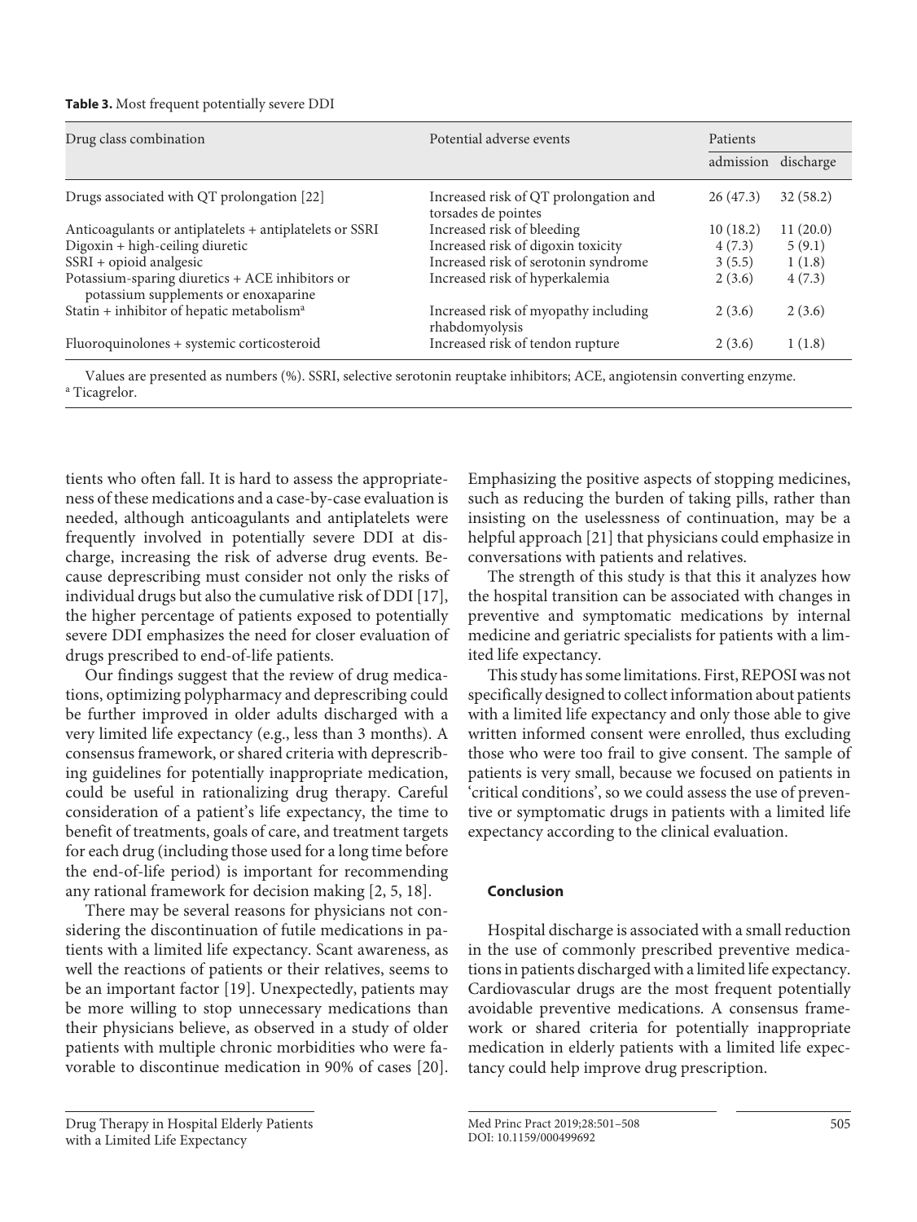**Table 3.** Most frequent potentially severe DDI

| Drug class combination | Potential adverse events | Patients | |
|---|---|---|---|
| | | admission | discharge |
| Drugs associated with QT prolongation [22] | Increased risk of QT prolongation and torsades de pointes | 26 (47.3) | 32 (58.2) |
| Anticoagulants or antiplatelets + antiplatelets or SSRI | Increased risk of bleeding | 10 (18.2) | 11 (20.0) |
| Digoxin + high-ceiling diuretic | Increased risk of digoxin toxicity | 4 (7.3) | 5 (9.1) |
| SSRI + opioid analgesic | Increased risk of serotonin syndrome | 3 (5.5) | 1 (1.8) |
| Potassium-sparing diuretics + ACE inhibitors or potassium supplements or enoxaparine | Increased risk of hyperkalemia | 2 (3.6) | 4 (7.3) |
| Statin + inhibitor of hepatic metabolism[a] | Increased risk of myopathy including rhabdomyolysis | 2 (3.6) | 2 (3.6) |
| Fluoroquinolones + systemic corticosteroid | Increased risk of tendon rupture | 2 (3.6) | 1 (1.8) |

Values are presented as numbers (%). SSRI, selective serotonin reuptake inhibitors; ACE, angiotensin converting enzyme.
[a] Ticagrelor.

tients who often fall. It is hard to assess the appropriateness of these medications and a case-by-case evaluation is needed, although anticoagulants and antiplatelets were frequently involved in potentially severe DDI at discharge, increasing the risk of adverse drug events. Because deprescribing must consider not only the risks of individual drugs but also the cumulative risk of DDI [17], the higher percentage of patients exposed to potentially severe DDI emphasizes the need for closer evaluation of drugs prescribed to end-of-life patients.

Our findings suggest that the review of drug medications, optimizing polypharmacy and deprescribing could be further improved in older adults discharged with a very limited life expectancy (e.g., less than 3 months). A consensus framework, or shared criteria with deprescribing guidelines for potentially inappropriate medication, could be useful in rationalizing drug therapy. Careful consideration of a patient's life expectancy, the time to benefit of treatments, goals of care, and treatment targets for each drug (including those used for a long time before the end-of-life period) is important for recommending any rational framework for decision making [2, 5, 18].

There may be several reasons for physicians not considering the discontinuation of futile medications in patients with a limited life expectancy. Scant awareness, as well the reactions of patients or their relatives, seems to be an important factor [19]. Unexpectedly, patients may be more willing to stop unnecessary medications than their physicians believe, as observed in a study of older patients with multiple chronic morbidities who were favorable to discontinue medication in 90% of cases [20]. Emphasizing the positive aspects of stopping medicines, such as reducing the burden of taking pills, rather than insisting on the uselessness of continuation, may be a helpful approach [21] that physicians could emphasize in conversations with patients and relatives.

The strength of this study is that this it analyzes how the hospital transition can be associated with changes in preventive and symptomatic medications by internal medicine and geriatric specialists for patients with a limited life expectancy.

This study has some limitations. First, REPOSI was not specifically designed to collect information about patients with a limited life expectancy and only those able to give written informed consent were enrolled, thus excluding those who were too frail to give consent. The sample of patients is very small, because we focused on patients in 'critical conditions', so we could assess the use of preventive or symptomatic drugs in patients with a limited life expectancy according to the clinical evaluation.

## Conclusion

Hospital discharge is associated with a small reduction in the use of commonly prescribed preventive medications in patients discharged with a limited life expectancy. Cardiovascular drugs are the most frequent potentially avoidable preventive medications. A consensus framework or shared criteria for potentially inappropriate medication in elderly patients with a limited life expectancy could help improve drug prescription.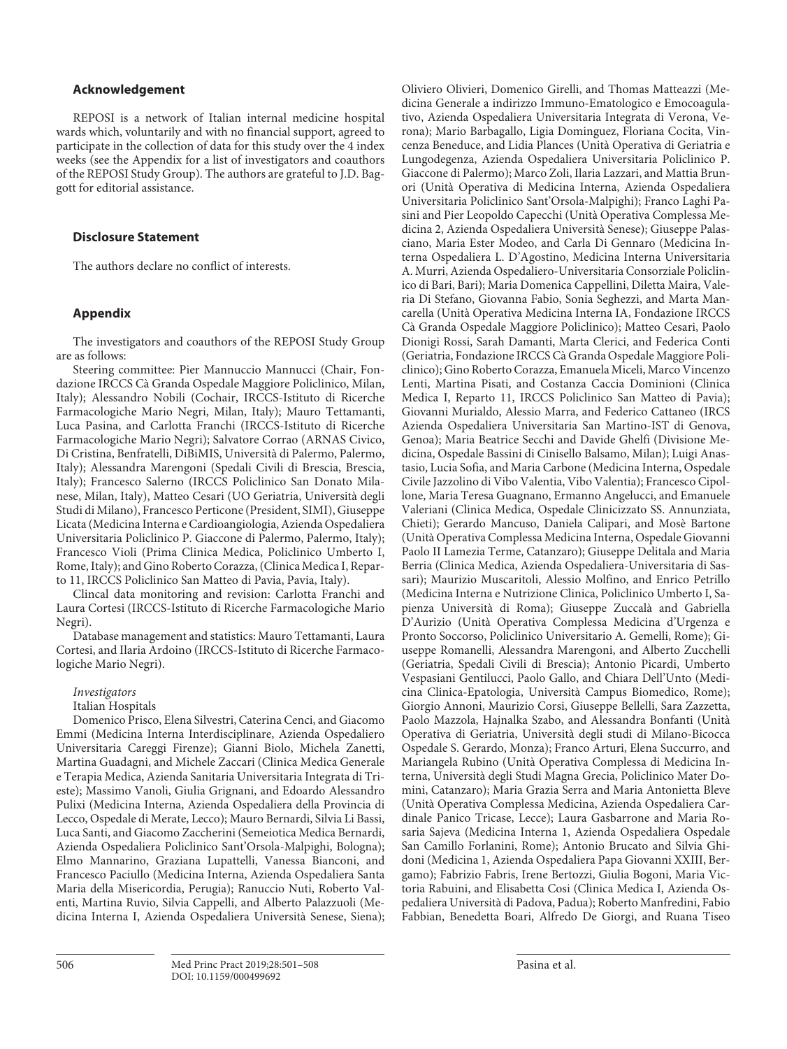## Acknowledgement

REPOSI is a network of Italian internal medicine hospital wards which, voluntarily and with no financial support, agreed to participate in the collection of data for this study over the 4 index weeks (see the Appendix for a list of investigators and coauthors of the REPOSI Study Group). The authors are grateful to J.D. Baggott for editorial assistance.

## Disclosure Statement

The authors declare no conflict of interests.

## Appendix

The investigators and coauthors of the REPOSI Study Group are as follows:

Steering committee: Pier Mannuccio Mannucci (Chair, Fondazione IRCCS Cà Granda Ospedale Maggiore Policlinico, Milan, Italy); Alessandro Nobili (Cochair, IRCCS-Istituto di Ricerche Farmacologiche Mario Negri, Milan, Italy); Mauro Tettamanti, Luca Pasina, and Carlotta Franchi (IRCCS-Istituto di Ricerche Farmacologiche Mario Negri); Salvatore Corrao (ARNAS Civico, Di Cristina, Benfratelli, DiBiMIS, Università di Palermo, Palermo, Italy); Alessandra Marengoni (Spedali Civili di Brescia, Brescia, Italy); Francesco Salerno (IRCCS Policlinico San Donato Milanese, Milan, Italy), Matteo Cesari (UO Geriatria, Università degli Studi di Milano), Francesco Perticone (President, SIMI), Giuseppe Licata (Medicina Interna e Cardioangiologia, Azienda Ospedaliera Universitaria Policlinico P. Giaccone di Palermo, Palermo, Italy); Francesco Violi (Prima Clinica Medica, Policlinico Umberto I, Rome, Italy); and Gino Roberto Corazza, (Clinica Medica I, Reparto 11, IRCCS Policlinico San Matteo di Pavia, Pavia, Italy).

Clincal data monitoring and revision: Carlotta Franchi and Laura Cortesi (IRCCS-Istituto di Ricerche Farmacologiche Mario Negri).

Database management and statistics: Mauro Tettamanti, Laura Cortesi, and Ilaria Ardoino (IRCCS-Istituto di Ricerche Farmacologiche Mario Negri).

*Investigators*

Italian Hospitals

Domenico Prisco, Elena Silvestri, Caterina Cenci, and Giacomo Emmi (Medicina Interna Interdisciplinare, Azienda Ospedaliero Universitaria Careggi Firenze); Gianni Biolo, Michela Zanetti, Martina Guadagni, and Michele Zaccari (Clinica Medica Generale e Terapia Medica, Azienda Sanitaria Universitaria Integrata di Trieste); Massimo Vanoli, Giulia Grignani, and Edoardo Alessandro Pulixi (Medicina Interna, Azienda Ospedaliera della Provincia di Lecco, Ospedale di Merate, Lecco); Mauro Bernardi, Silvia Li Bassi, Luca Santi, and Giacomo Zaccherini (Semeiotica Medica Bernardi, Azienda Ospedaliera Policlinico Sant'Orsola-Malpighi, Bologna); Elmo Mannarino, Graziana Lupattelli, Vanessa Bianconi, and Francesco Paciullo (Medicina Interna, Azienda Ospedaliera Santa Maria della Misericordia, Perugia); Ranuccio Nuti, Roberto Valenti, Martina Ruvio, Silvia Cappelli, and Alberto Palazzuoli (Medicina Interna I, Azienda Ospedaliera Università Senese, Siena); Oliviero Olivieri, Domenico Girelli, and Thomas Matteazzi (Medicina Generale a indirizzo Immuno-Ematologico e Emocoagulativo, Azienda Ospedaliera Universitaria Integrata di Verona, Verona); Mario Barbagallo, Ligia Dominguez, Floriana Cocita, Vincenza Beneduce, and Lidia Plances (Unità Operativa di Geriatria e Lungodegenza, Azienda Ospedaliera Universitaria Policlinico P. Giaccone di Palermo); Marco Zoli, Ilaria Lazzari, and Mattia Brunori (Unità Operativa di Medicina Interna, Azienda Ospedaliera Universitaria Policlinico Sant'Orsola-Malpighi); Franco Laghi Pasini and Pier Leopoldo Capecchi (Unità Operativa Complessa Medicina 2, Azienda Ospedaliera Università Senese); Giuseppe Palasciano, Maria Ester Modeo, and Carla Di Gennaro (Medicina Interna Ospedaliera L. D'Agostino, Medicina Interna Universitaria A. Murri, Azienda Ospedaliero-Universitaria Consorziale Policlinico di Bari, Bari); Maria Domenica Cappellini, Diletta Maira, Valeria Di Stefano, Giovanna Fabio, Sonia Seghezzi, and Marta Mancarella (Unità Operativa Medicina Interna IA, Fondazione IRCCS Cà Granda Ospedale Maggiore Policlinico); Matteo Cesari, Paolo Dionigi Rossi, Sarah Damanti, Marta Clerici, and Federica Conti (Geriatria, Fondazione IRCCS Cà Granda Ospedale Maggiore Policlinico); Gino Roberto Corazza, Emanuela Miceli, Marco Vincenzo Lenti, Martina Pisati, and Costanza Caccia Dominioni (Clinica Medica I, Reparto 11, IRCCS Policlinico San Matteo di Pavia); Giovanni Murialdo, Alessio Marra, and Federico Cattaneo (IRCS Azienda Ospedaliera Universitaria San Martino-IST di Genova, Genoa); Maria Beatrice Secchi and Davide Ghelfi (Divisione Medicina, Ospedale Bassini di Cinisello Balsamo, Milan); Luigi Anastasio, Lucia Sofia, and Maria Carbone (Medicina Interna, Ospedale Civile Jazzolino di Vibo Valentia, Vibo Valentia); Francesco Cipollone, Maria Teresa Guagnano, Ermanno Angelucci, and Emanuele Valeriani (Clinica Medica, Ospedale Clinicizzato SS. Annunziata, Chieti); Gerardo Mancuso, Daniela Calipari, and Mosè Bartone (Unità Operativa Complessa Medicina Interna, Ospedale Giovanni Paolo II Lamezia Terme, Catanzaro); Giuseppe Delitala and Maria Berria (Clinica Medica, Azienda Ospedaliera-Universitaria di Sassari); Maurizio Muscaritoli, Alessio Molfino, and Enrico Petrillo (Medicina Interna e Nutrizione Clinica, Policlinico Umberto I, Sapienza Università di Roma); Giuseppe Zuccalà and Gabriella D'Aurizio (Unità Operativa Complessa Medicina d'Urgenza e Pronto Soccorso, Policlinico Universitario A. Gemelli, Rome); Giuseppe Romanelli, Alessandra Marengoni, and Alberto Zucchelli (Geriatria, Spedali Civili di Brescia); Antonio Picardi, Umberto Vespasiani Gentilucci, Paolo Gallo, and Chiara Dell'Unto (Medicina Clinica-Epatologia, Università Campus Biomedico, Rome); Giorgio Annoni, Maurizio Corsi, Giuseppe Bellelli, Sara Zazzetta, Paolo Mazzola, Hajnalka Szabo, and Alessandra Bonfanti (Unità Operativa di Geriatria, Università degli studi di Milano-Bicocca Ospedale S. Gerardo, Monza); Franco Arturi, Elena Succurro, and Mariangela Rubino (Unità Operativa Complessa di Medicina Interna, Università degli Studi Magna Grecia, Policlinico Mater Domini, Catanzaro); Maria Grazia Serra and Maria Antonietta Bleve (Unità Operativa Complessa Medicina, Azienda Ospedaliera Cardinale Panico Tricase, Lecce); Laura Gasbarrone and Maria Rosaria Sajeva (Medicina Interna 1, Azienda Ospedaliera Ospedale San Camillo Forlanini, Rome); Antonio Brucato and Silvia Ghidoni (Medicina 1, Azienda Ospedaliera Papa Giovanni XXIII, Bergamo); Fabrizio Fabris, Irene Bertozzi, Giulia Bogoni, Maria Victoria Rabuini, and Elisabetta Cosi (Clinica Medica I, Azienda Ospedaliera Università di Padova, Padua); Roberto Manfredini, Fabio Fabbian, Benedetta Boari, Alfredo De Giorgi, and Ruana Tiseo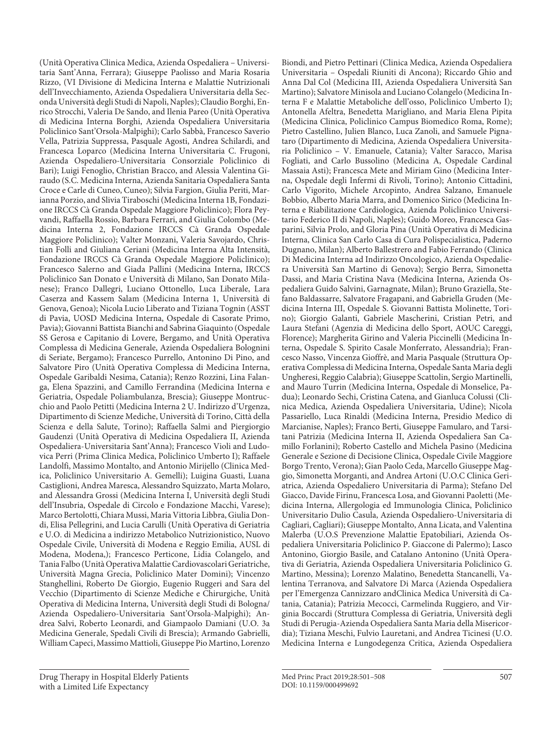(Unità Operativa Clinica Medica, Azienda Ospedaliera – Universitaria Sant'Anna, Ferrara); Giuseppe Paolisso and Maria Rosaria Rizzo, (VI Divisione di Medicina Interna e Malattie Nutrizionali dell'Invecchiamento, Azienda Ospedaliera Universitaria della Seconda Università degli Studi di Napoli, Naples); Claudio Borghi, Enrico Strocchi, Valeria De Sando, and Ilenia Pareo (Unità Operativa di Medicina Interna Borghi, Azienda Ospedaliera Universitaria Policlinico Sant'Orsola-Malpighi); Carlo Sabbà, Francesco Saverio Vella, Patrizia Suppressa, Pasquale Agosti, Andrea Schilardi, and Francesca Loparco (Medicina Interna Universitaria C. Frugoni, Azienda Ospedaliero-Universitaria Consorziale Policlinico di Bari); Luigi Fenoglio, Christian Bracco, and Alessia Valentina Giraudo (S.C. Medicina Interna, Azienda Sanitaria Ospedaliera Santa Croce e Carle di Cuneo, Cuneo); Silvia Fargion, Giulia Periti, Marianna Porzio, and Slivia Tiraboschi (Medicina Interna 1B, Fondazione IRCCS Cà Granda Ospedale Maggiore Policlinico); Flora Peyvandi, Raffaella Rossio, Barbara Ferrari, and Giulia Colombo (Medicina Interna 2, Fondazione IRCCS Cà Granda Ospedale Maggiore Policlinico); Valter Monzani, Valeria Savojardo, Christian Folli and Giuliana Ceriani (Medicina Interna Alta Intensità, Fondazione IRCCS Cà Granda Ospedale Maggiore Policlinico); Francesco Salerno and Giada Pallini (Medicina Interna, IRCCS Policlinico San Donato e Università di Milano, San Donato Milanese); Franco Dallegri, Luciano Ottonello, Luca Liberale, Lara Caserza and Kassem Salam (Medicina Interna 1, Università di Genova, Genoa); Nicola Lucio Liberato and Tiziana Tognin (ASST di Pavia, UOSD Medicina Interna, Ospedale di Casorate Primo, Pavia); Giovanni Battista Bianchi and Sabrina Giaquinto (Ospedale SS Gerosa e Capitanio di Lovere, Bergamo, and Unità Operativa Complessa di Medicina Generale, Azienda Ospedaliera Bolognini di Seriate, Bergamo); Francesco Purrello, Antonino Di Pino, and Salvatore Piro (Unità Operativa Complessa di Medicina Interna, Ospedale Garibaldi Nesima, Catania); Renzo Rozzini, Lina Falanga, Elena Spazzini, and Camillo Ferrandina (Medicina Interna e Geriatria, Ospedale Poliambulanza, Brescia); Giuseppe Montrucchio and Paolo Petitti (Medicina Interna 2 U. Indirizzo d'Urgenza, Dipartimento di Scienze Mediche, Università di Torino, Città della Scienza e della Salute, Torino); Raffaella Salmi and Piergiorgio Gaudenzi (Unità Operativa di Medicina Ospedaliera II, Azienda Ospedaliera-Universitaria Sant'Anna); Francesco Violi and Ludovica Perri (Prima Clinica Medica, Policlinico Umberto I); Raffaele Landolfi, Massimo Montalto, and Antonio Mirijello (Clinica Medica, Policlinico Universitario A. Gemelli); Luigina Guasti, Luana Castiglioni, Andrea Maresca, Alessandro Squizzato, Marta Molaro, and Alessandra Grossi (Medicina Interna I, Università degli Studi dell'Insubria, Ospedale di Circolo e Fondazione Macchi, Varese); Marco Bertolotti, Chiara Mussi, Maria Vittoria Libbra, Giulia Dondi, Elisa Pellegrini, and Lucia Carulli (Unità Operativa di Geriatria e U.O. di Medicina a indirizzo Metabolico Nutrizionistico, Nuovo Ospedale Civile, Università di Modena e Reggio Emilia, AUSL di Modena, Modena,); Francesco Perticone, Lidia Colangelo, and Tania Falbo (Unità Operativa Malattie Cardiovascolari Geriatriche, Università Magna Grecia, Policlinico Mater Domini); Vincenzo Stanghellini, Roberto De Giorgio, Eugenio Ruggeri and Sara del Vecchio (Dipartimento di Scienze Mediche e Chirurgiche, Unità Operativa di Medicina Interna, Università degli Studi di Bologna/ Azienda Ospedaliero-Universitaria Sant'Orsola-Malpighi); Andrea Salvi, Roberto Leonardi, and Giampaolo Damiani (U.O. 3a Medicina Generale, Spedali Civili di Brescia); Armando Gabrielli, William Capeci, Massimo Mattioli, Giuseppe Pio Martino, Lorenzo Biondi, and Pietro Pettinari (Clinica Medica, Azienda Ospedaliera Universitaria – Ospedali Riuniti di Ancona); Riccardo Ghio and Anna Dal Col (Medicina III, Azienda Ospedaliera Università San Martino); Salvatore Minisola and Luciano Colangelo (Medicina Interna F e Malattie Metaboliche dell'osso, Policlinico Umberto I); Antonella Afeltra, Benedetta Marigliano, and Maria Elena Pipita (Medicina Clinica, Policlinico Campus Biomedico Roma, Rome); Pietro Castellino, Julien Blanco, Luca Zanoli, and Samuele Pignataro (Dipartimento di Medicina, Azienda Ospedaliera Universitaria Policlinico – V. Emanuele, Catania); Valter Saracco, Marisa Fogliati, and Carlo Bussolino (Medicina A, Ospedale Cardinal Massaia Asti); Francesca Mete and Miriam Gino (Medicina Interna, Ospedale degli Infermi di Rivoli, Torino); Antonio Cittadini, Carlo Vigorito, Michele Arcopinto, Andrea Salzano, Emanuele Bobbio, Alberto Maria Marra, and Domenico Sirico (Medicina Interna e Riabilitazione Cardiologica, Azienda Policlinico Universitario Federico II di Napoli, Naples); Guido Moreo, Francesca Gasparini, Silvia Prolo, and Gloria Pina (Unità Operativa di Medicina Interna, Clinica San Carlo Casa di Cura Polispecialistica, Paderno Dugnano, Milan); Alberto Ballestrero and Fabio Ferrando (Clinica Di Medicina Interna ad Indirizzo Oncologico, Azienda Ospedaliera Università San Martino di Genova); Sergio Berra, Simonetta Dassi, and Maria Cristina Nava (Medicina Interna, Azienda Ospedaliera Guido Salvini, Garnagnate, Milan); Bruno Graziella, Stefano Baldassarre, Salvatore Fragapani, and Gabriella Gruden (Medicina Interna III, Ospedale S. Giovanni Battista Molinette, Torino); Giorgio Galanti, Gabriele Mascherini, Cristian Petri, and Laura Stefani (Agenzia di Medicina dello Sport, AOUC Careggi, Florence); Margherita Girino and Valeria Piccinelli (Medicina Interna, Ospedale S. Spirito Casale Monferrato, Alessandria); Francesco Nasso, Vincenza Gioffrè, and Maria Pasquale (Struttura Operativa Complessa di Medicina Interna, Ospedale Santa Maria degli Ungheresi, Reggio Calabria); Giuseppe Scattolin, Sergio Martinelli, and Mauro Turrin (Medicina Interna, Ospedale di Monselice, Padua); Leonardo Sechi, Cristina Catena, and Gianluca Colussi (Clinica Medica, Azienda Ospedaliera Universitaria, Udine); Nicola Passariello, Luca Rinaldi (Medicina Interna, Presidio Medico di Marcianise, Naples); Franco Berti, Giuseppe Famularo, and Tarsitani Patrizia (Medicina Interna II, Azienda Ospedaliera San Camillo Forlanini); Roberto Castello and Michela Pasino (Medicina Generale e Sezione di Decisione Clinica, Ospedale Civile Maggiore Borgo Trento, Verona); Gian Paolo Ceda, Marcello Giuseppe Maggio, Simonetta Morganti, and Andrea Artoni (U.O.C Clinica Geriatrica, Azienda Ospedaliero Universitaria di Parma); Stefano Del Giacco, Davide Firinu, Francesca Losa, and Giovanni Paoletti (Medicina Interna, Allergologia ed Immunologia Clinica, Policlinico Universitario Dulio Casula, Azienda Ospedaliero-Universitaria di Cagliari, Cagliari); Giuseppe Montalto, Anna Licata, and Valentina Malerba (U.O.S Prevenzione Malattie Epatobiliari, Azienda Ospedaliera Universitaria Policlinico P. Giaccone di Palermo); Lasco Antonino, Giorgio Basile, and Catalano Antonino (Unità Operativa di Geriatria, Azienda Ospedaliera Universitaria Policlinico G. Martino, Messina); Lorenzo Malatino, Benedetta Stancanelli, Valentina Terranova, and Salvatore Di Marca (Azienda Ospedaliera per l'Emergenza Cannizzaro andClinica Medica Università di Catania, Catania); Patrizia Mecocci, Carmelinda Ruggiero, and Virginia Boccardi (Struttura Complessa di Geriatria, Università degli Studi di Perugia-Azienda Ospedaliera Santa Maria della Misericordia); Tiziana Meschi, Fulvio Lauretani, and Andrea Ticinesi (U.O. Medicina Interna e Lungodegenza Critica, Azienda Ospedaliera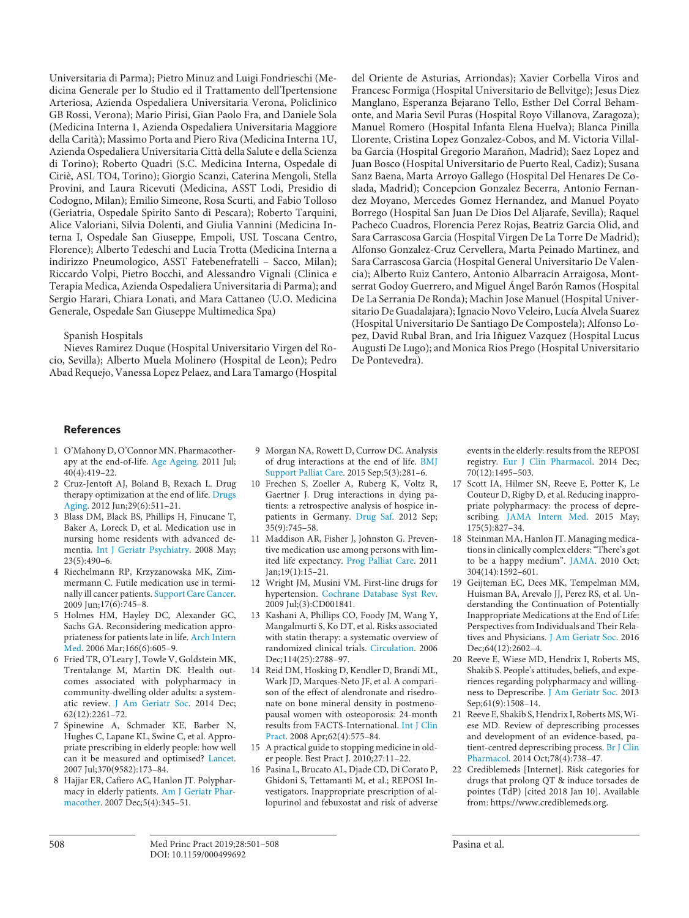Universitaria di Parma); Pietro Minuz and Luigi Fondrieschi (Medicina Generale per lo Studio ed il Trattamento dell'Ipertensione Arteriosa, Azienda Ospedaliera Universitaria Verona, Policlinico GB Rossi, Verona); Mario Pirisi, Gian Paolo Fra, and Daniele Sola (Medicina Interna 1, Azienda Ospedaliera Universitaria Maggiore della Carità); Massimo Porta and Piero Riva (Medicina Interna 1U, Azienda Ospedaliera Universitaria Città della Salute e della Scienza di Torino); Roberto Quadri (S.C. Medicina Interna, Ospedale di Ciriè, ASL TO4, Torino); Giorgio Scanzi, Caterina Mengoli, Stella Provini, and Laura Ricevuti (Medicina, ASST Lodi, Presidio di Codogno, Milan); Emilio Simeone, Rosa Scurti, and Fabio Tolloso (Geriatria, Ospedale Spirito Santo di Pescara); Roberto Tarquini, Alice Valoriani, Silvia Dolenti, and Giulia Vannini (Medicina Interna I, Ospedale San Giuseppe, Empoli, USL Toscana Centro, Florence); Alberto Tedeschi and Lucia Trotta (Medicina Interna a indirizzo Pneumologico, ASST Fatebenefratelli – Sacco, Milan); Riccardo Volpi, Pietro Bocchi, and Alessandro Vignali (Clinica e Terapia Medica, Azienda Ospedaliera Universitaria di Parma); and Sergio Harari, Chiara Lonati, and Mara Cattaneo (U.O. Medicina Generale, Ospedale San Giuseppe Multimedica Spa)

Spanish Hospitals

Nieves Ramirez Duque (Hospital Universitario Virgen del Rocio, Sevilla); Alberto Muela Molinero (Hospital de Leon); Pedro Abad Requejo, Vanessa Lopez Pelaez, and Lara Tamargo (Hospital del Oriente de Asturias, Arriondas); Xavier Corbella Viros and Francesc Formiga (Hospital Universitario de Bellvitge); Jesus Diez Manglano, Esperanza Bejarano Tello, Esther Del Corral Behamonte, and Maria Sevil Puras (Hospital Royo Villanova, Zaragoza); Manuel Romero (Hospital Infanta Elena Huelva); Blanca Pinilla Llorente, Cristina Lopez Gonzalez-Cobos, and M. Victoria Villalba Garcia (Hospital Gregorio Marañon, Madrid); Saez Lopez and Juan Bosco (Hospital Universitario de Puerto Real, Cadiz); Susana Sanz Baena, Marta Arroyo Gallego (Hospital Del Henares De Coslada, Madrid); Concepcion Gonzalez Becerra, Antonio Fernandez Moyano, Mercedes Gomez Hernandez, and Manuel Poyato Borrego (Hospital San Juan De Dios Del Aljarafe, Sevilla); Raquel Pacheco Cuadros, Florencia Perez Rojas, Beatriz Garcia Olid, and Sara Carrascosa Garcia (Hospital Virgen De La Torre De Madrid); Alfonso Gonzalez-Cruz Cervellera, Marta Peinado Martinez, and Sara Carrascosa Garcia (Hospital General Universitario De Valencia); Alberto Ruiz Cantero, Antonio Albarracín Arraigosa, Montserrat Godoy Guerrero, and Miguel Ángel Barón Ramos (Hospital De La Serrania De Ronda); Machin Jose Manuel (Hospital Universitario De Guadalajara); Ignacio Novo Veleiro, Lucía Alvela Suarez (Hospital Universitario De Santiago De Compostela); Alfonso Lopez, David Rubal Bran, and Iria Iñiguez Vazquez (Hospital Lucus Augusti De Lugo); and Monica Rios Prego (Hospital Universitario De Pontevedra).

## References

1. O'Mahony D, O'Connor MN. Pharmacotherapy at the end-of-life. Age Ageing. 2011 Jul; 40(4):419–22.
2. Cruz-Jentoft AJ, Boland B, Rexach L. Drug therapy optimization at the end of life. Drugs Aging. 2012 Jun;29(6):511–21.
3. Blass DM, Black BS, Phillips H, Finucane T, Baker A, Loreck D, et al. Medication use in nursing home residents with advanced dementia. Int J Geriatr Psychiatry. 2008 May; 23(5):490–6.
4. Riechelmann RP, Krzyzanowska MK, Zimmermann C. Futile medication use in terminally ill cancer patients. Support Care Cancer. 2009 Jun;17(6):745–8.
5. Holmes HM, Hayley DC, Alexander GC, Sachs GA. Reconsidering medication appropriateness for patients late in life. Arch Intern Med. 2006 Mar;166(6):605–9.
6. Fried TR, O'Leary J, Towle V, Goldstein MK, Trentalange M, Martin DK. Health outcomes associated with polypharmacy in community-dwelling older adults: a systematic review. J Am Geriatr Soc. 2014 Dec; 62(12):2261–72.
7. Spinewine A, Schmader KE, Barber N, Hughes C, Lapane KL, Swine C, et al. Appropriate prescribing in elderly people: how well can it be measured and optimised? Lancet. 2007 Jul;370(9582):173–84.
8. Hajjar ER, Cafiero AC, Hanlon JT. Polypharmacy in elderly patients. Am J Geriatr Pharmacother. 2007 Dec;5(4):345–51.
9. Morgan NA, Rowett D, Currow DC. Analysis of drug interactions at the end of life. BMJ Support Palliat Care. 2015 Sep;5(3):281–6.
10. Frechen S, Zoeller A, Ruberg K, Voltz R, Gaertner J. Drug interactions in dying patients: a retrospective analysis of hospice inpatients in Germany. Drug Saf. 2012 Sep; 35(9):745–58.
11. Maddison AR, Fisher J, Johnston G. Preventive medication use among persons with limited life expectancy. Prog Palliat Care. 2011 Jan;19(1):15–21.
12. Wright JM, Musini VM. First-line drugs for hypertension. Cochrane Database Syst Rev. 2009 Jul;(3):CD001841.
13. Kashani A, Phillips CO, Foody JM, Wang Y, Mangalmurti S, Ko DT, et al. Risks associated with statin therapy: a systematic overview of randomized clinical trials. Circulation. 2006 Dec;114(25):2788–97.
14. Reid DM, Hosking D, Kendler D, Brandi ML, Wark JD, Marques-Neto JF, et al. A comparison of the effect of alendronate and risedronate on bone mineral density in postmenopausal women with osteoporosis: 24-month results from FACTS-International. Int J Clin Pract. 2008 Apr;62(4):575–84.
15. A practical guide to stopping medicine in older people. Best Pract J. 2010;27:11–22.
16. Pasina L, Brucato AL, Djade CD, Di Corato P, Ghidoni S, Tettamanti M, et al.; REPOSI Investigators. Inappropriate prescription of allopurinol and febuxostat and risk of adverse events in the elderly: results from the REPOSI registry. Eur J Clin Pharmacol. 2014 Dec; 70(12):1495–503.
17. Scott IA, Hilmer SN, Reeve E, Potter K, Le Couteur D, Rigby D, et al. Reducing inappropriate polypharmacy: the process of deprescribing. JAMA Intern Med. 2015 May; 175(5):827–34.
18. Steinman MA, Hanlon JT. Managing medications in clinically complex elders: "There's got to be a happy medium". JAMA. 2010 Oct; 304(14):1592–601.
19. Geijteman EC, Dees MK, Tempelman MM, Huisman BA, Arevalo JJ, Perez RS, et al. Understanding the Continuation of Potentially Inappropriate Medications at the End of Life: Perspectives from Individuals and Their Relatives and Physicians. J Am Geriatr Soc. 2016 Dec;64(12):2602–4.
20. Reeve E, Wiese MD, Hendrix I, Roberts MS, Shakib S. People's attitudes, beliefs, and experiences regarding polypharmacy and willingness to Deprescribe. J Am Geriatr Soc. 2013 Sep;61(9):1508–14.
21. Reeve E, Shakib S, Hendrix I, Roberts MS, Wiese MD. Review of deprescribing processes and development of an evidence-based, patient-centred deprescribing process. Br J Clin Pharmacol. 2014 Oct;78(4):738–47.
22. Crediblemeds [Internet]. Risk categories for drugs that prolong QT & induce torsades de pointes (TdP) [cited 2018 Jan 10]. Available from: https://www.crediblemeds.org.